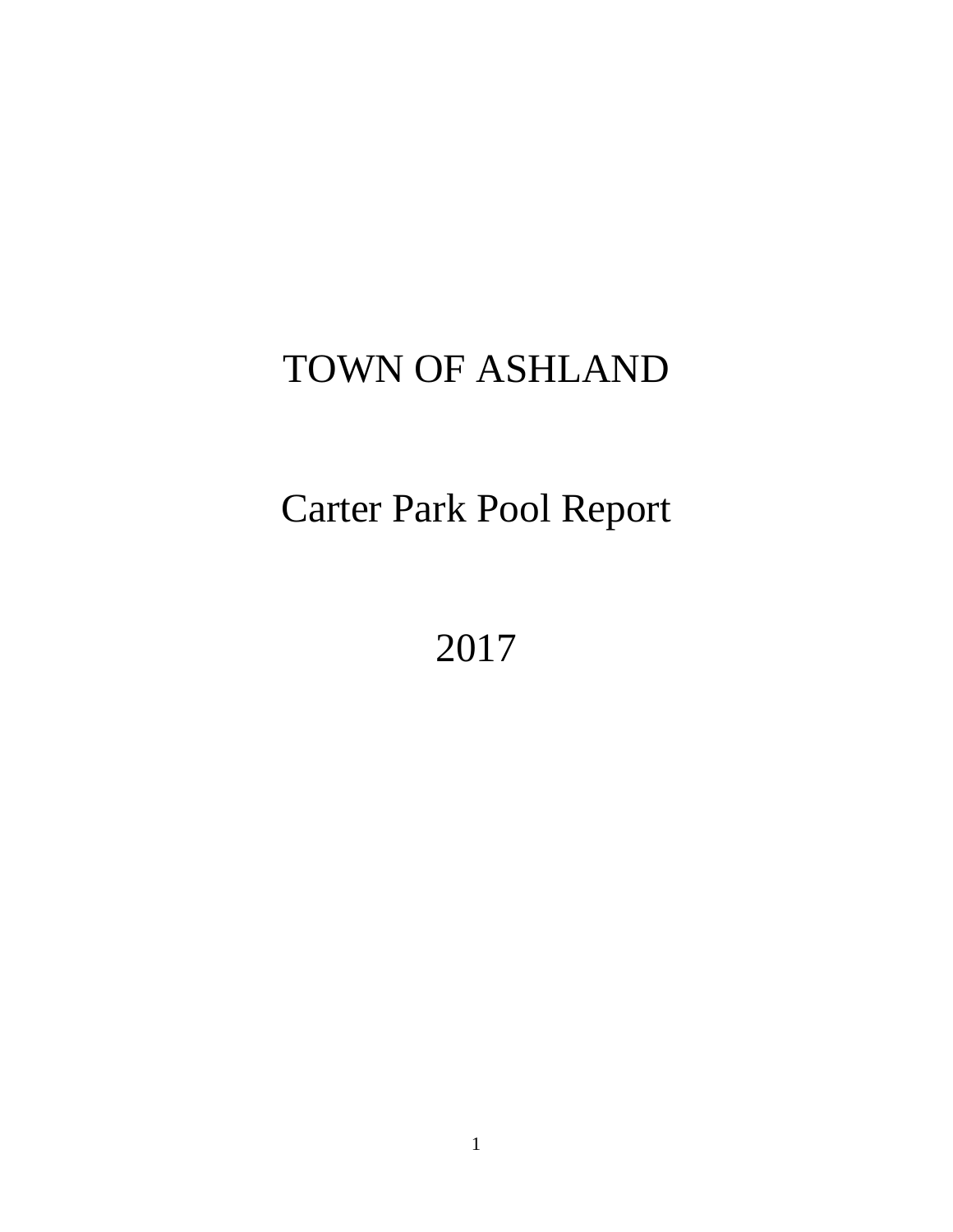# TOWN OF ASHLAND

## Carter Park Pool Report

## 2017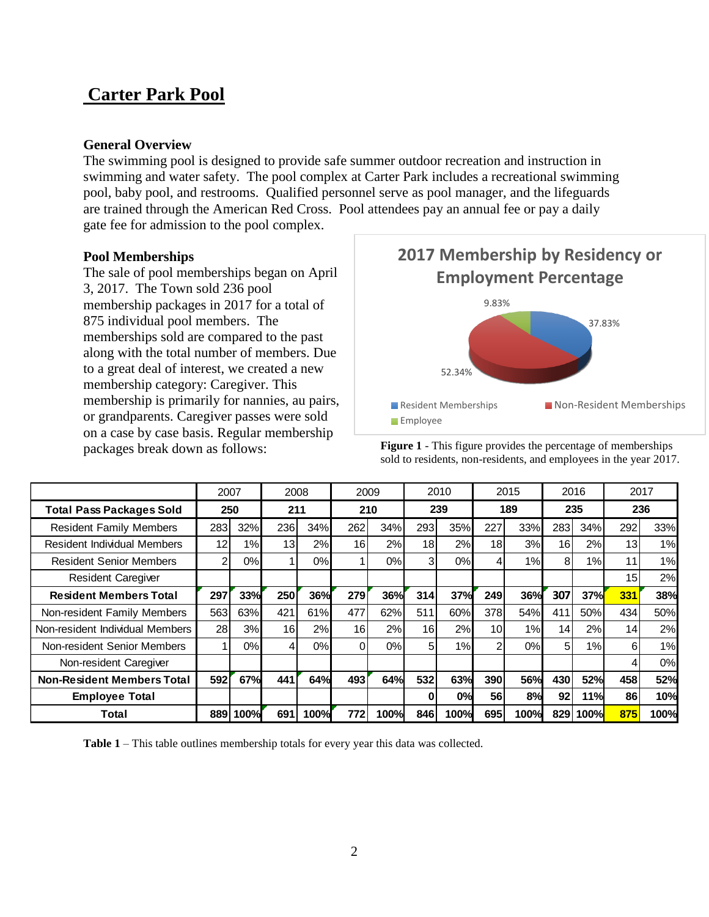# Carter Park Pool

### General Overview

The swimming pool is designed to provide safe summer outdoor recreation and instruction in swimming and water safety. The pool complex at Carter Park includes a recreational swimming pool, baby pool, and restrooms. Qualified personnel serve as pool manager, and the lifeguards are trained through the American Red Cross. Pool attendees pay an annual fee or pay a daily gate fee for admission to the pool complex.

### Pool Memberships

The sale of pool memberships began on April 3, 2017. The Town sold 236 pool membership packages in 2017 for a total of 875 individual pool members. The memberships sold are compared to the past along with the total number of members. Due to a great deal of interest, we created a new membership category: Caregiver. This membership is primarily for nannies, au pairs, or grandparents. Caregiver passes were sold on a case by case basis. Regular membership packages break down as follows:

**2017 Membership by Residency or Employment Percentage**

- Resident Memberships: 37.83%
- Non-Resident Memberships: 52.34%
- Employee: 9.83%

**Figure 1** - This figure provides the percentage of memberships sold to residents, non-residents, and employees in the year 2017.

| | 2007 | | 2008 | | 2009 | | 2010 | | 2015 | | 2016 | | 2017 | |
|---|---|---|---|---|---|---|---|---|---|---|---|---|---|---|
| **Total Pass Packages Sold** | **250** | | **211** | | **210** | | **239** | | **189** | | **235** | | **236** | |
| Resident Family Members | 283 | 32% | 236 | 34% | 262 | 34% | 293 | 35% | 227 | 33% | 283 | 34% | 292 | 33% |
| Resident Individual Members | 12 | 1% | 13 | 2% | 16 | 2% | 18 | 2% | 18 | 3% | 16 | 2% | 13 | 1% |
| Resident Senior Members | 2 | 0% | 1 | 0% | 1 | 0% | 3 | 0% | 4 | 1% | 8 | 1% | 11 | 1% |
| Resident Caregiver | | | | | | | | | | | | | 15 | 2% |
| **Resident Members Total** | **297** | **33%** | **250** | **36%** | **279** | **36%** | **314** | **37%** | **249** | **36%** | **307** | **37%** | **331** | **38%** |
| Non-resident Family Members | 563 | 63% | 421 | 61% | 477 | 62% | 511 | 60% | 378 | 54% | 411 | 50% | 434 | 50% |
| Non-resident Individual Members | 28 | 3% | 16 | 2% | 16 | 2% | 16 | 2% | 10 | 1% | 14 | 2% | 14 | 2% |
| Non-resident Senior Members | 1 | 0% | 4 | 0% | 0 | 0% | 5 | 1% | 2 | 0% | 5 | 1% | 6 | 1% |
| Non-resident Caregiver | | | | | | | | | | | | | 4 | 0% |
| **Non-Resident Members Total** | **592** | **67%** | **441** | **64%** | **493** | **64%** | **532** | **63%** | **390** | **56%** | **430** | **52%** | **458** | **52%** |
| **Employee Total** | | | | | | | **0** | **0%** | **56** | **8%** | **92** | **11%** | **86** | **10%** |
| **Total** | **889** | **100%** | **691** | **100%** | **772** | **100%** | **846** | **100%** | **695** | **100%** | **829** | **100%** | **875** | **100%** |

**Table 1** – This table outlines membership totals for every year this data was collected.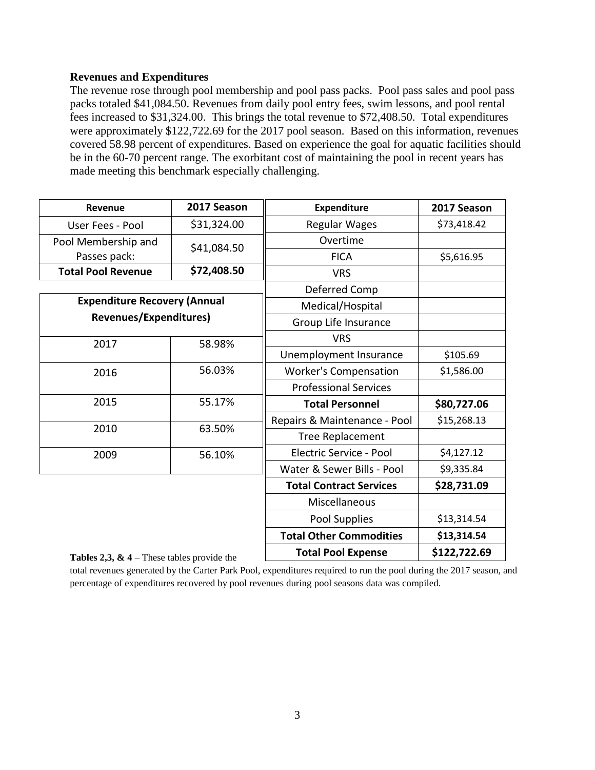**Revenues and Expenditures**

The revenue rose through pool membership and pool pass packs. Pool pass sales and pool pass packs totaled $41,084.50. Revenues from daily pool entry fees, swim lessons, and pool rental fees increased to $31,324.00. This brings the total revenue to $72,408.50. Total expenditures were approximately $122,722.69 for the 2017 pool season. Based on this information, revenues covered 58.98 percent of expenditures. Based on experience the goal for aquatic facilities should be in the 60-70 percent range. The exorbitant cost of maintaining the pool in recent years has made meeting this benchmark especially challenging.

| Revenue | 2017 Season |
|---|---|
| User Fees - Pool | $31,324.00 |
| Pool Membership and Passes pack: | $41,084.50 |
| **Total Pool Revenue** | **$72,408.50** |

| Expenditure Recovery (Annual Revenues/Expenditures) | |
|---|---|
| 2017 | 58.98% |
| 2016 | 56.03% |
| 2015 | 55.17% |
| 2010 | 63.50% |
| 2009 | 56.10% |

| Expenditure | 2017 Season |
|---|---|
| Regular Wages | $73,418.42 |
| Overtime | |
| FICA | $5,616.95 |
| VRS | |
| Deferred Comp | |
| Medical/Hospital | |
| Group Life Insurance | |
| VRS | |
| Unemployment Insurance | $105.69 |
| Worker's Compensation | $1,586.00 |
| Professional Services | |
| **Total Personnel** | **$80,727.06** |
| Repairs & Maintenance - Pool | $15,268.13 |
| Tree Replacement | |
| Electric Service - Pool | $4,127.12 |
| Water & Sewer Bills - Pool | $9,335.84 |
| **Total Contract Services** | **$28,731.09** |
| Miscellaneous | |
| Pool Supplies | $13,314.54 |
| **Total Other Commodities** | **$13,314.54** |
| **Total Pool Expense** | **$122,722.69** |

**Tables 2,3, & 4** – These tables provide the total revenues generated by the Carter Park Pool, expenditures required to run the pool during the 2017 season, and percentage of expenditures recovered by pool revenues during pool seasons data was compiled.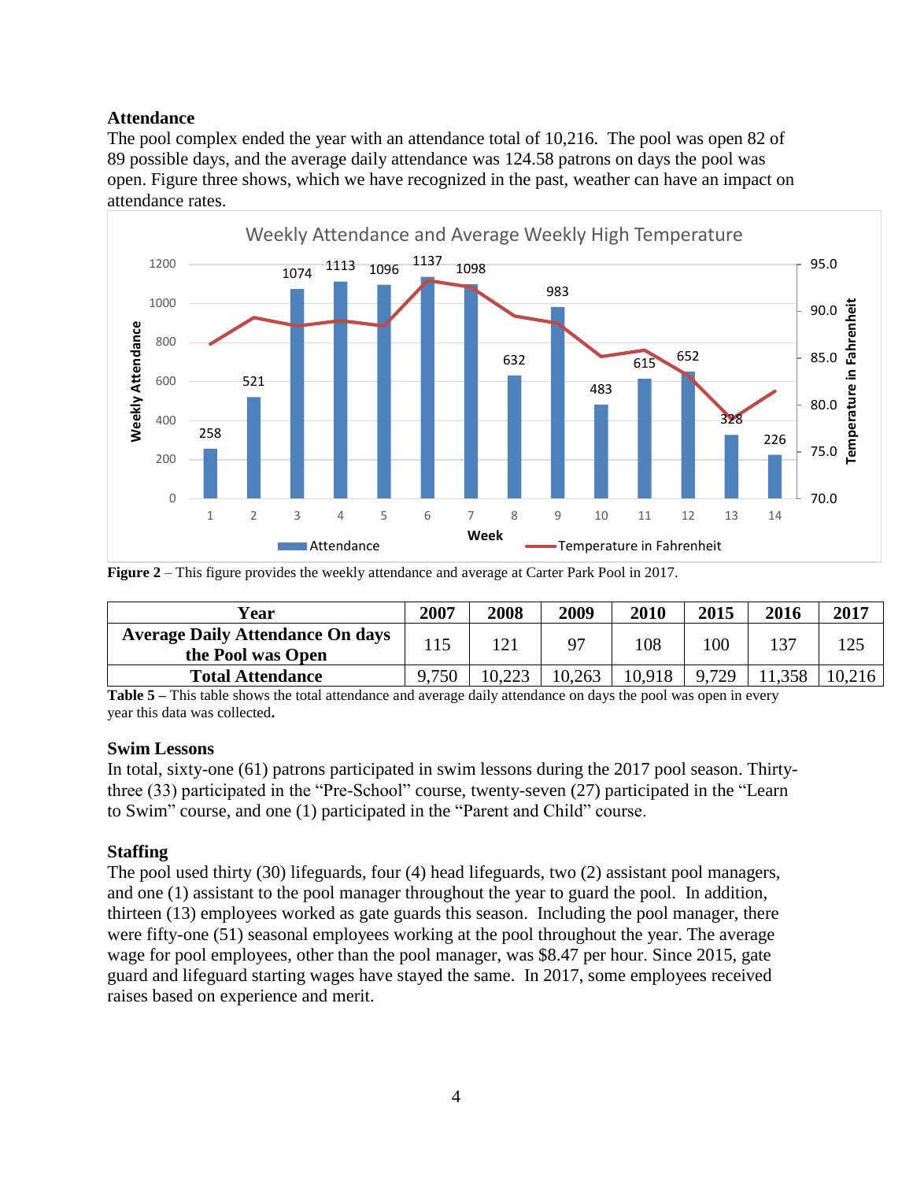### Attendance

The pool complex ended the year with an attendance total of 10,216. The pool was open 82 of 89 possible days, and the average daily attendance was 124.58 patrons on days the pool was open. Figure three shows, which we have recognized in the past, weather can have an impact on attendance rates.

**Figure 2** – This figure provides the weekly attendance and average at Carter Park Pool in 2017.

| Year | 2007 | 2008 | 2009 | 2010 | 2015 | 2016 | 2017 |
|---|---|---|---|---|---|---|---|
| **Average Daily Attendance On days the Pool was Open** | 115 | 121 | 97 | 108 | 100 | 137 | 125 |
| **Total Attendance** | 9,750 | 10,223 | 10,263 | 10,918 | 9,729 | 11,358 | 10,216 |

**Table 5 –** This table shows the total attendance and average daily attendance on days the pool was open in every year this data was collected**.**

### Swim Lessons

In total, sixty-one (61) patrons participated in swim lessons during the 2017 pool season. Thirty-three (33) participated in the "Pre-School" course, twenty-seven (27) participated in the "Learn to Swim" course, and one (1) participated in the "Parent and Child" course.

### Staffing

The pool used thirty (30) lifeguards, four (4) head lifeguards, two (2) assistant pool managers, and one (1) assistant to the pool manager throughout the year to guard the pool. In addition, thirteen (13) employees worked as gate guards this season. Including the pool manager, there were fifty-one (51) seasonal employees working at the pool throughout the year. The average wage for pool employees, other than the pool manager, was $8.47 per hour. Since 2015, gate guard and lifeguard starting wages have stayed the same. In 2017, some employees received raises based on experience and merit.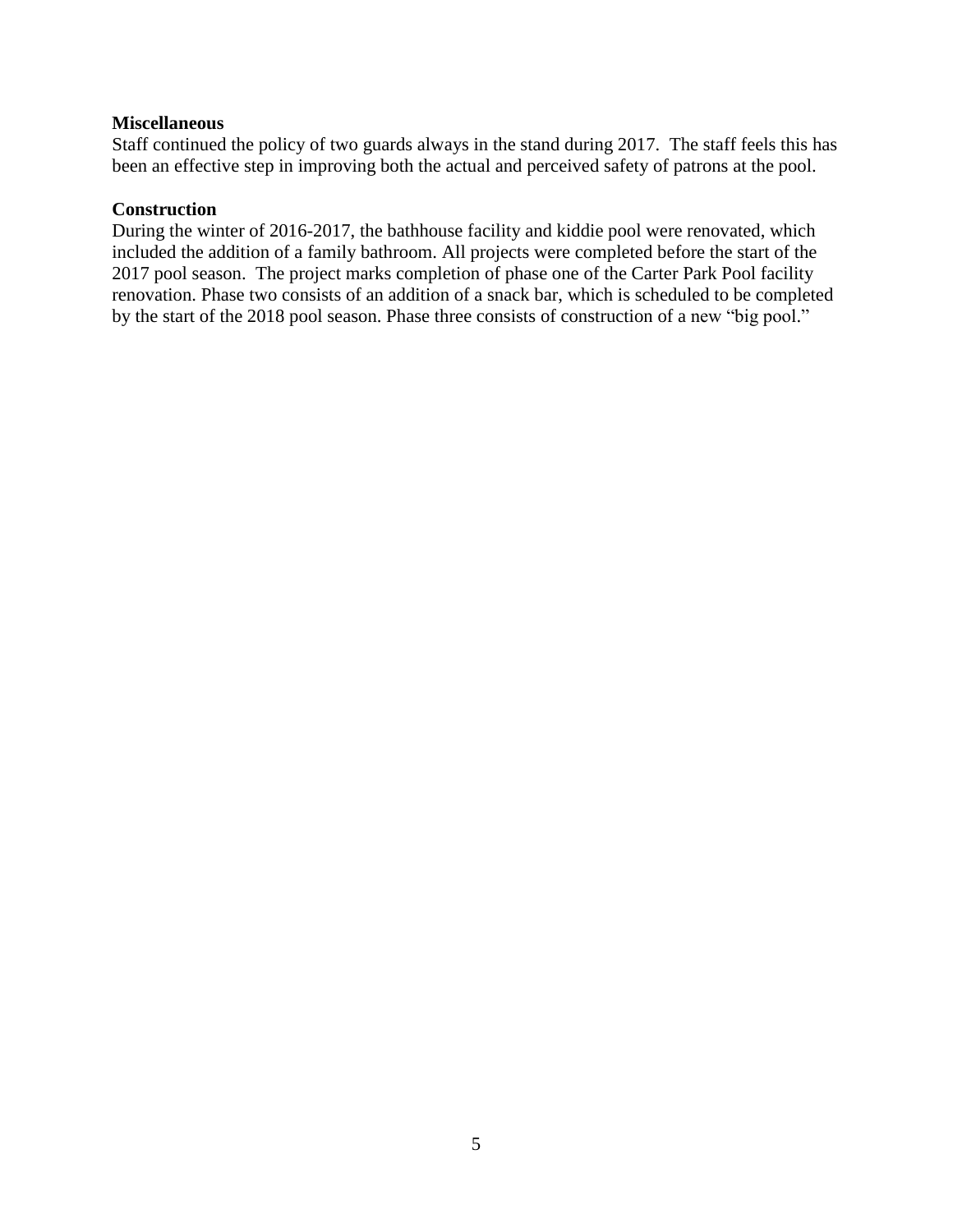**Miscellaneous**

Staff continued the policy of two guards always in the stand during 2017. The staff feels this has been an effective step in improving both the actual and perceived safety of patrons at the pool.

**Construction**

During the winter of 2016-2017, the bathhouse facility and kiddie pool were renovated, which included the addition of a family bathroom. All projects were completed before the start of the 2017 pool season. The project marks completion of phase one of the Carter Park Pool facility renovation. Phase two consists of an addition of a snack bar, which is scheduled to be completed by the start of the 2018 pool season. Phase three consists of construction of a new "big pool."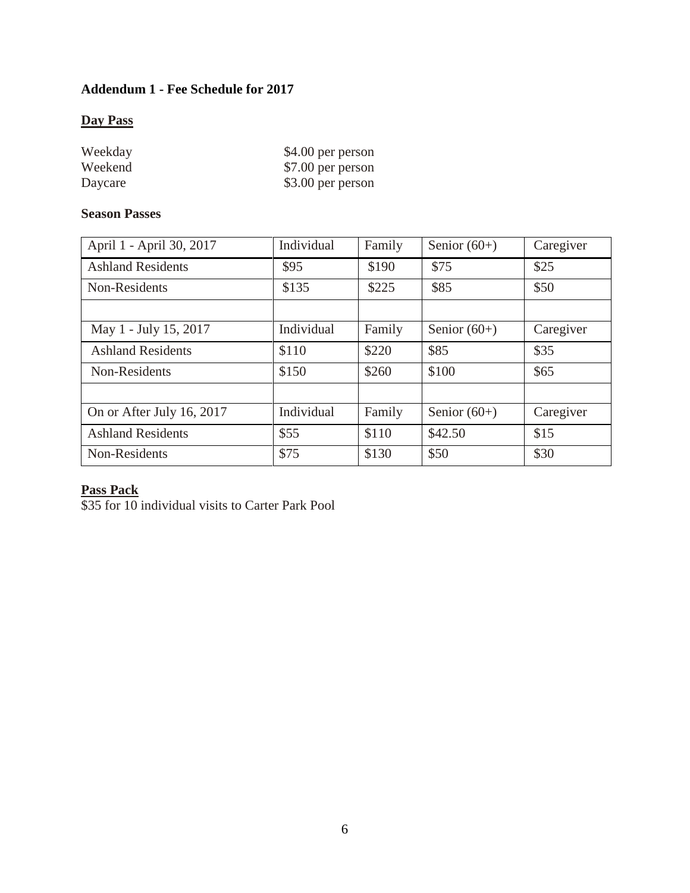**Addendum 1 - Fee Schedule for 2017**

**Day Pass**

| | |
|---|---|
| Weekday | $4.00 per person |
| Weekend | $7.00 per person |
| Daycare | $3.00 per person |

**Season Passes**

| April 1 - April 30, 2017 | Individual | Family | Senior (60+) | Caregiver |
|---|---|---|---|---|
| Ashland Residents | $95 | $190 | $75 | $25 |
| Non-Residents | $135 | $225 | $85 | $50 |
| | | | | |
| May 1 - July 15, 2017 | Individual | Family | Senior (60+) | Caregiver |
| Ashland Residents | $110 | $220 | $85 | $35 |
| Non-Residents | $150 | $260 | $100 | $65 |
| | | | | |
| On or After July 16, 2017 | Individual | Family | Senior (60+) | Caregiver |
| Ashland Residents | $55 | $110 | $42.50 | $15 |
| Non-Residents | $75 | $130 | $50 | $30 |

**Pass Pack**

$35 for 10 individual visits to Carter Park Pool